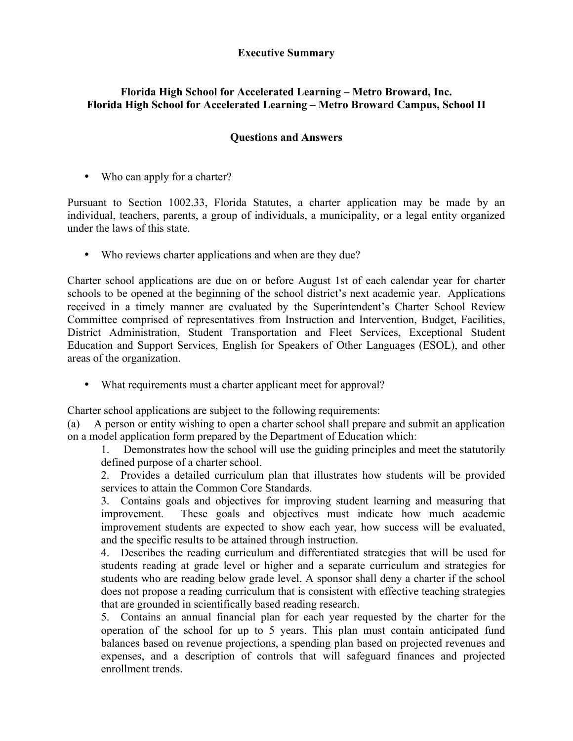# Executive Summary

## Florida High School for Accelerated Learning – Metro Broward, Inc.
## Florida High School for Accelerated Learning – Metro Broward Campus, School II

### Questions and Answers

- Who can apply for a charter?

Pursuant to Section 1002.33, Florida Statutes, a charter application may be made by an individual, teachers, parents, a group of individuals, a municipality, or a legal entity organized under the laws of this state.

- Who reviews charter applications and when are they due?

Charter school applications are due on or before August 1st of each calendar year for charter schools to be opened at the beginning of the school district's next academic year. Applications received in a timely manner are evaluated by the Superintendent's Charter School Review Committee comprised of representatives from Instruction and Intervention, Budget, Facilities, District Administration, Student Transportation and Fleet Services, Exceptional Student Education and Support Services, English for Speakers of Other Languages (ESOL), and other areas of the organization.

- What requirements must a charter applicant meet for approval?

Charter school applications are subject to the following requirements:

(a) A person or entity wishing to open a charter school shall prepare and submit an application on a model application form prepared by the Department of Education which:

1. Demonstrates how the school will use the guiding principles and meet the statutorily defined purpose of a charter school.
2. Provides a detailed curriculum plan that illustrates how students will be provided services to attain the Common Core Standards.
3. Contains goals and objectives for improving student learning and measuring that improvement. These goals and objectives must indicate how much academic improvement students are expected to show each year, how success will be evaluated, and the specific results to be attained through instruction.
4. Describes the reading curriculum and differentiated strategies that will be used for students reading at grade level or higher and a separate curriculum and strategies for students who are reading below grade level. A sponsor shall deny a charter if the school does not propose a reading curriculum that is consistent with effective teaching strategies that are grounded in scientifically based reading research.
5. Contains an annual financial plan for each year requested by the charter for the operation of the school for up to 5 years. This plan must contain anticipated fund balances based on revenue projections, a spending plan based on projected revenues and expenses, and a description of controls that will safeguard finances and projected enrollment trends.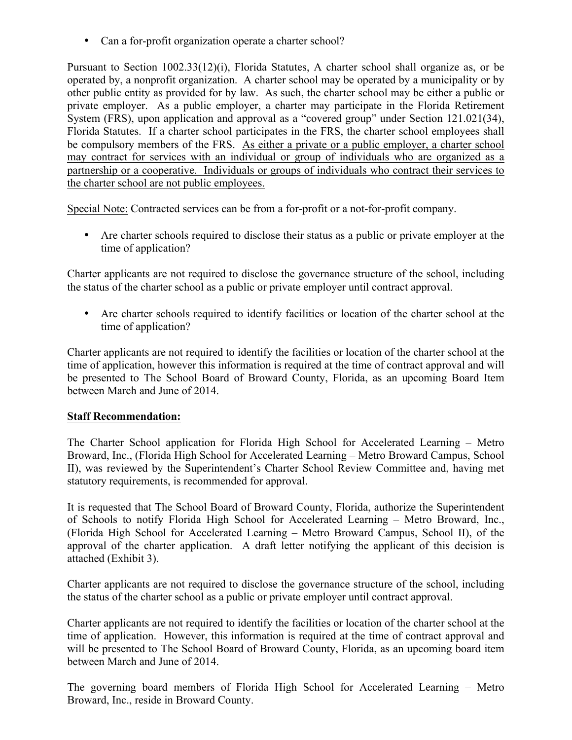- Can a for-profit organization operate a charter school?

Pursuant to Section 1002.33(12)(i), Florida Statutes, A charter school shall organize as, or be operated by, a nonprofit organization. A charter school may be operated by a municipality or by other public entity as provided for by law. As such, the charter school may be either a public or private employer. As a public employer, a charter may participate in the Florida Retirement System (FRS), upon application and approval as a "covered group" under Section 121.021(34), Florida Statutes. If a charter school participates in the FRS, the charter school employees shall be compulsory members of the FRS. <u>As either a private or a public employer, a charter school may contract for services with an individual or group of individuals who are organized as a partnership or a cooperative. Individuals or groups of individuals who contract their services to the charter school are not public employees.</u>

<u>Special Note:</u> Contracted services can be from a for-profit or a not-for-profit company.

- Are charter schools required to disclose their status as a public or private employer at the time of application?

Charter applicants are not required to disclose the governance structure of the school, including the status of the charter school as a public or private employer until contract approval.

- Are charter schools required to identify facilities or location of the charter school at the time of application?

Charter applicants are not required to identify the facilities or location of the charter school at the time of application, however this information is required at the time of contract approval and will be presented to The School Board of Broward County, Florida, as an upcoming Board Item between March and June of 2014.

**<u>Staff Recommendation:</u>**

The Charter School application for Florida High School for Accelerated Learning – Metro Broward, Inc., (Florida High School for Accelerated Learning – Metro Broward Campus, School II), was reviewed by the Superintendent's Charter School Review Committee and, having met statutory requirements, is recommended for approval.

It is requested that The School Board of Broward County, Florida, authorize the Superintendent of Schools to notify Florida High School for Accelerated Learning – Metro Broward, Inc., (Florida High School for Accelerated Learning – Metro Broward Campus, School II), of the approval of the charter application. A draft letter notifying the applicant of this decision is attached (Exhibit 3).

Charter applicants are not required to disclose the governance structure of the school, including the status of the charter school as a public or private employer until contract approval.

Charter applicants are not required to identify the facilities or location of the charter school at the time of application. However, this information is required at the time of contract approval and will be presented to The School Board of Broward County, Florida, as an upcoming board item between March and June of 2014.

The governing board members of Florida High School for Accelerated Learning – Metro Broward, Inc., reside in Broward County.